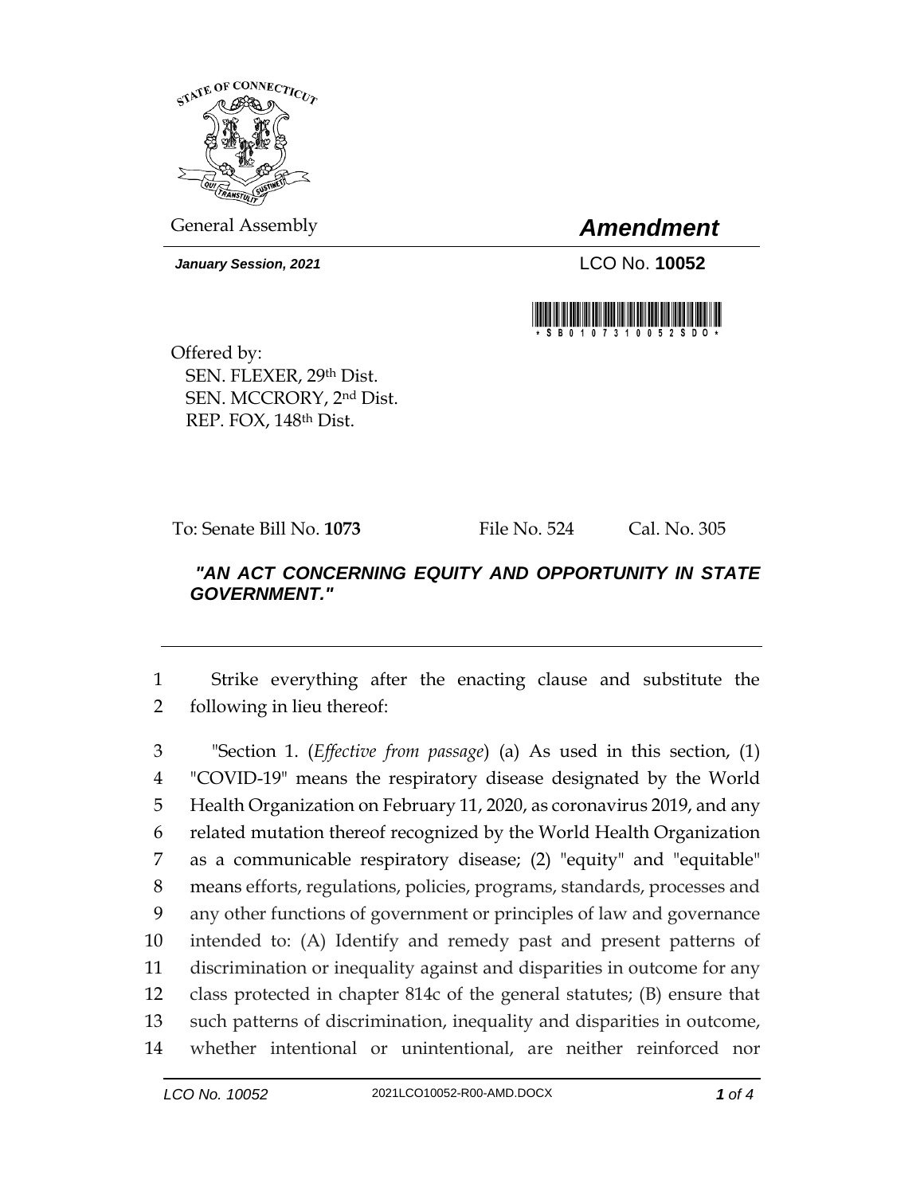General Assembly

**Amendment**

***January Session, 2021***

LCO No. **10052**

Offered by:
SEN. FLEXER, 29th Dist.
SEN. MCCRORY, 2nd Dist.
REP. FOX, 148th Dist.

To: Senate Bill No. **1073** File No. 524 Cal. No. 305

***"AN ACT CONCERNING EQUITY AND OPPORTUNITY IN STATE GOVERNMENT."***

---

1 Strike everything after the enacting clause and substitute the
2 following in lieu thereof:

3 "Section 1. (*Effective from passage*) (a) As used in this section, (1)
4 "COVID-19" means the respiratory disease designated by the World
5 Health Organization on February 11, 2020, as coronavirus 2019, and any
6 related mutation thereof recognized by the World Health Organization
7 as a communicable respiratory disease; (2) "equity" and "equitable"
8 means efforts, regulations, policies, programs, standards, processes and
9 any other functions of government or principles of law and governance
10 intended to: (A) Identify and remedy past and present patterns of
11 discrimination or inequality against and disparities in outcome for any
12 class protected in chapter 814c of the general statutes; (B) ensure that
13 such patterns of discrimination, inequality and disparities in outcome,
14 whether intentional or unintentional, are neither reinforced nor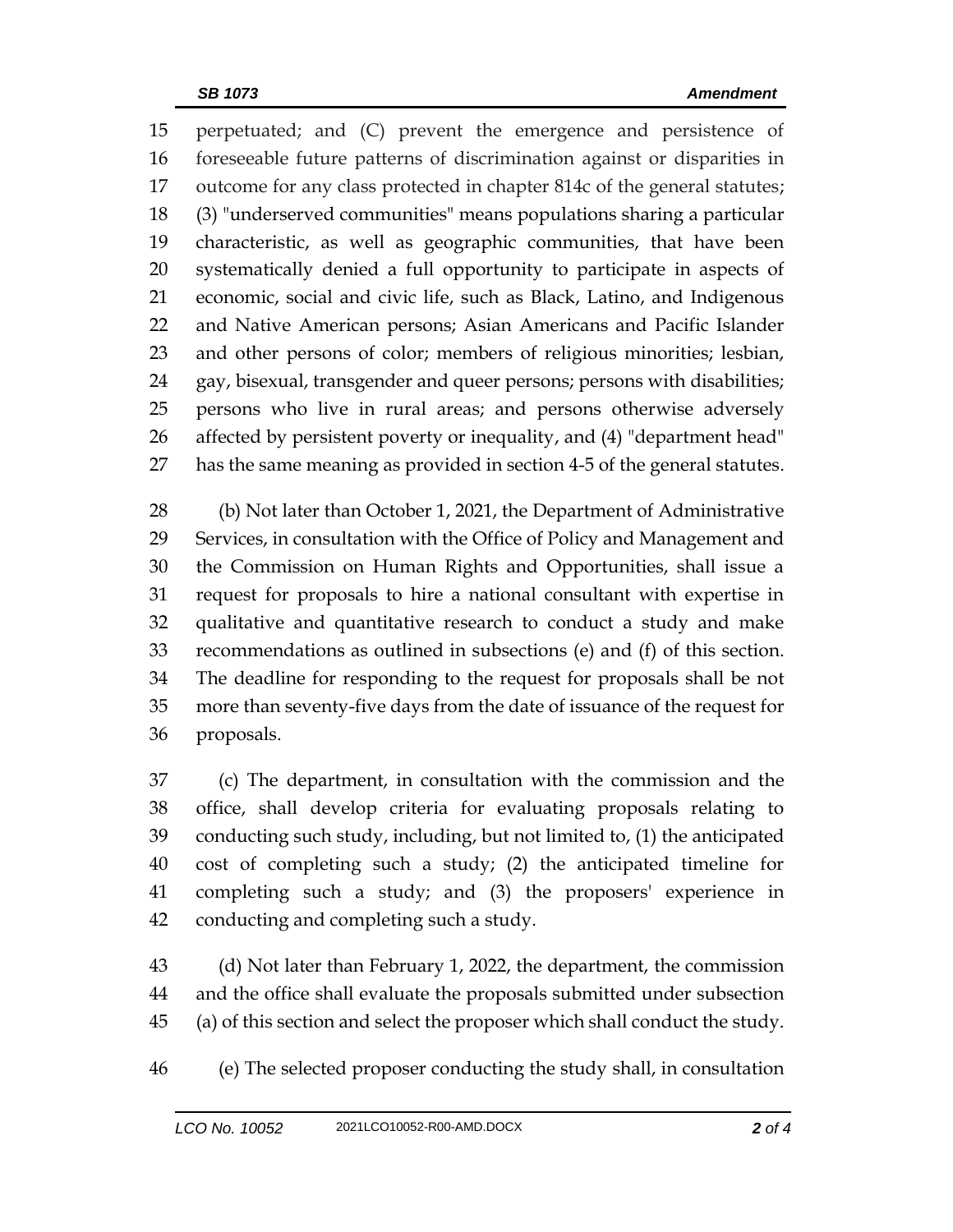perpetuated; and (C) prevent the emergence and persistence of foreseeable future patterns of discrimination against or disparities in outcome for any class protected in chapter 814c of the general statutes; (3) "underserved communities" means populations sharing a particular characteristic, as well as geographic communities, that have been systematically denied a full opportunity to participate in aspects of economic, social and civic life, such as Black, Latino, and Indigenous and Native American persons; Asian Americans and Pacific Islander and other persons of color; members of religious minorities; lesbian, gay, bisexual, transgender and queer persons; persons with disabilities; persons who live in rural areas; and persons otherwise adversely affected by persistent poverty or inequality, and (4) "department head" has the same meaning as provided in section 4-5 of the general statutes.

(b) Not later than October 1, 2021, the Department of Administrative Services, in consultation with the Office of Policy and Management and the Commission on Human Rights and Opportunities, shall issue a request for proposals to hire a national consultant with expertise in qualitative and quantitative research to conduct a study and make recommendations as outlined in subsections (e) and (f) of this section. The deadline for responding to the request for proposals shall be not more than seventy-five days from the date of issuance of the request for proposals.

(c) The department, in consultation with the commission and the office, shall develop criteria for evaluating proposals relating to conducting such study, including, but not limited to, (1) the anticipated cost of completing such a study; (2) the anticipated timeline for completing such a study; and (3) the proposers' experience in conducting and completing such a study.

(d) Not later than February 1, 2022, the department, the commission and the office shall evaluate the proposals submitted under subsection (a) of this section and select the proposer which shall conduct the study.

(e) The selected proposer conducting the study shall, in consultation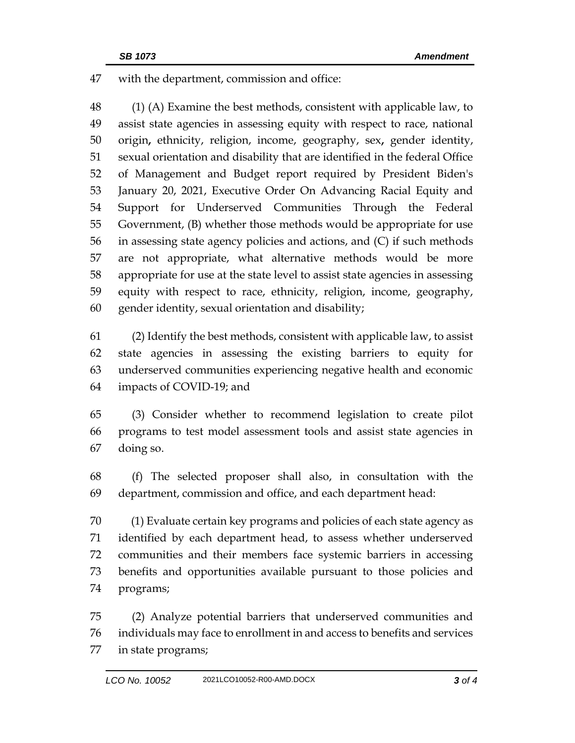with the department, commission and office:

(1) (A) Examine the best methods, consistent with applicable law, to assist state agencies in assessing equity with respect to race, national origin, ethnicity, religion, income, geography, sex, gender identity, sexual orientation and disability that are identified in the federal Office of Management and Budget report required by President Biden's January 20, 2021, Executive Order On Advancing Racial Equity and Support for Underserved Communities Through the Federal Government, (B) whether those methods would be appropriate for use in assessing state agency policies and actions, and (C) if such methods are not appropriate, what alternative methods would be more appropriate for use at the state level to assist state agencies in assessing equity with respect to race, ethnicity, religion, income, geography, gender identity, sexual orientation and disability;

(2) Identify the best methods, consistent with applicable law, to assist state agencies in assessing the existing barriers to equity for underserved communities experiencing negative health and economic impacts of COVID-19; and

(3) Consider whether to recommend legislation to create pilot programs to test model assessment tools and assist state agencies in doing so.

(f) The selected proposer shall also, in consultation with the department, commission and office, and each department head:

(1) Evaluate certain key programs and policies of each state agency as identified by each department head, to assess whether underserved communities and their members face systemic barriers in accessing benefits and opportunities available pursuant to those policies and programs;

(2) Analyze potential barriers that underserved communities and individuals may face to enrollment in and access to benefits and services in state programs;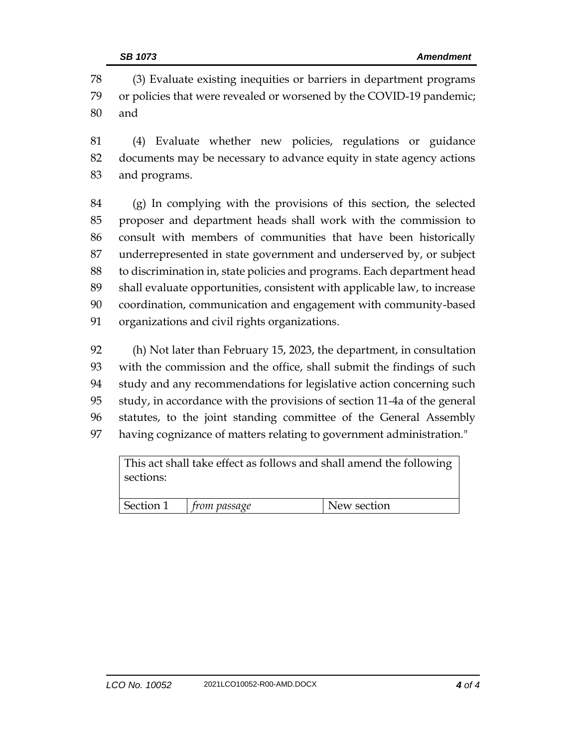(3) Evaluate existing inequities or barriers in department programs or policies that were revealed or worsened by the COVID-19 pandemic; and

(4) Evaluate whether new policies, regulations or guidance documents may be necessary to advance equity in state agency actions and programs.

(g) In complying with the provisions of this section, the selected proposer and department heads shall work with the commission to consult with members of communities that have been historically underrepresented in state government and underserved by, or subject to discrimination in, state policies and programs. Each department head shall evaluate opportunities, consistent with applicable law, to increase coordination, communication and engagement with community-based organizations and civil rights organizations.

(h) Not later than February 15, 2023, the department, in consultation with the commission and the office, shall submit the findings of such study and any recommendations for legislative action concerning such study, in accordance with the provisions of section 11-4a of the general statutes, to the joint standing committee of the General Assembly having cognizance of matters relating to government administration."

| This act shall take effect as follows and shall amend the following sections: | | |
|---|---|---|
| Section 1 | *from passage* | New section |